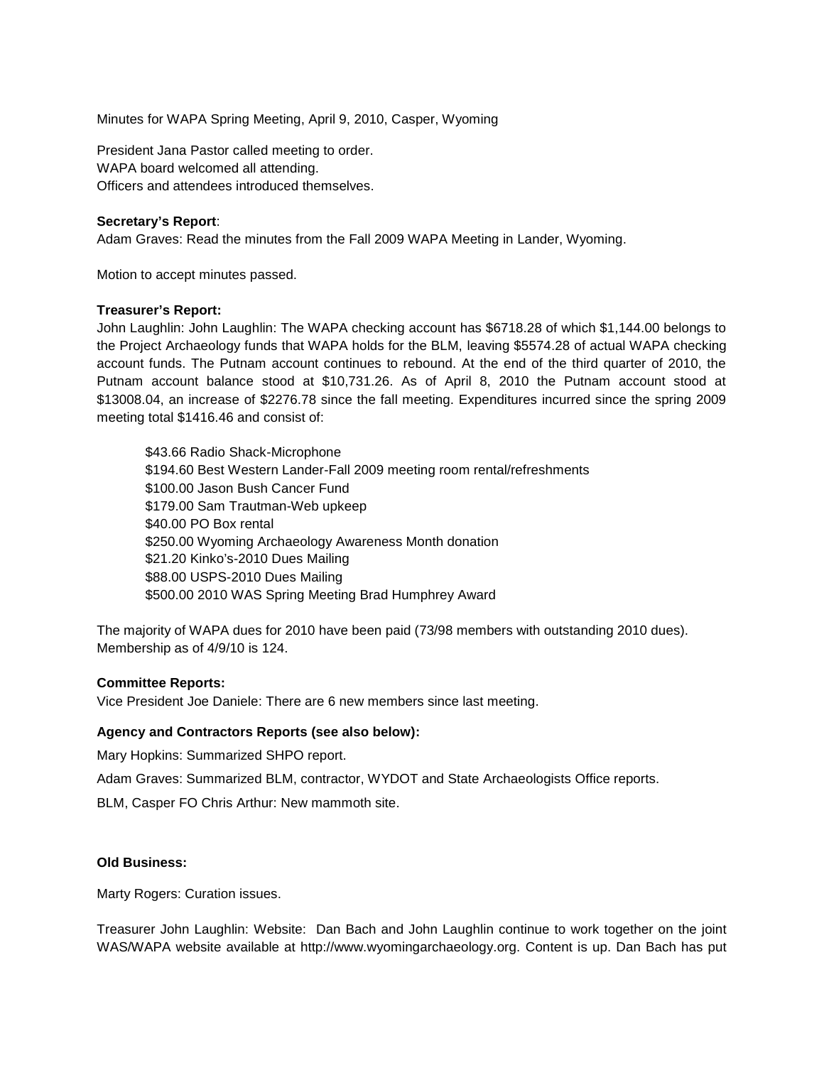Minutes for WAPA Spring Meeting, April 9, 2010, Casper, Wyoming

President Jana Pastor called meeting to order.
WAPA board welcomed all attending.
Officers and attendees introduced themselves.

**Secretary's Report**:
Adam Graves: Read the minutes from the Fall 2009 WAPA Meeting in Lander, Wyoming.

Motion to accept minutes passed.

**Treasurer's Report:**
John Laughlin: John Laughlin: The WAPA checking account has $6718.28 of which $1,144.00 belongs to the Project Archaeology funds that WAPA holds for the BLM, leaving $5574.28 of actual WAPA checking account funds. The Putnam account continues to rebound. At the end of the third quarter of 2010, the Putnam account balance stood at $10,731.26. As of April 8, 2010 the Putnam account stood at $13008.04, an increase of $2276.78 since the fall meeting. Expenditures incurred since the spring 2009 meeting total $1416.46 and consist of:

> $43.66 Radio Shack-Microphone
> $194.60 Best Western Lander-Fall 2009 meeting room rental/refreshments
> $100.00 Jason Bush Cancer Fund
> $179.00 Sam Trautman-Web upkeep
> $40.00 PO Box rental
> $250.00 Wyoming Archaeology Awareness Month donation
> $21.20 Kinko's-2010 Dues Mailing
> $88.00 USPS-2010 Dues Mailing
> $500.00 2010 WAS Spring Meeting Brad Humphrey Award

The majority of WAPA dues for 2010 have been paid (73/98 members with outstanding 2010 dues). Membership as of 4/9/10 is 124.

**Committee Reports:**
Vice President Joe Daniele: There are 6 new members since last meeting.

**Agency and Contractors Reports (see also below):**

Mary Hopkins: Summarized SHPO report.

Adam Graves: Summarized BLM, contractor, WYDOT and State Archaeologists Office reports.

BLM, Casper FO Chris Arthur: New mammoth site.

**Old Business:**

Marty Rogers: Curation issues.

Treasurer John Laughlin: Website: Dan Bach and John Laughlin continue to work together on the joint WAS/WAPA website available at http://www.wyomingarchaeology.org. Content is up. Dan Bach has put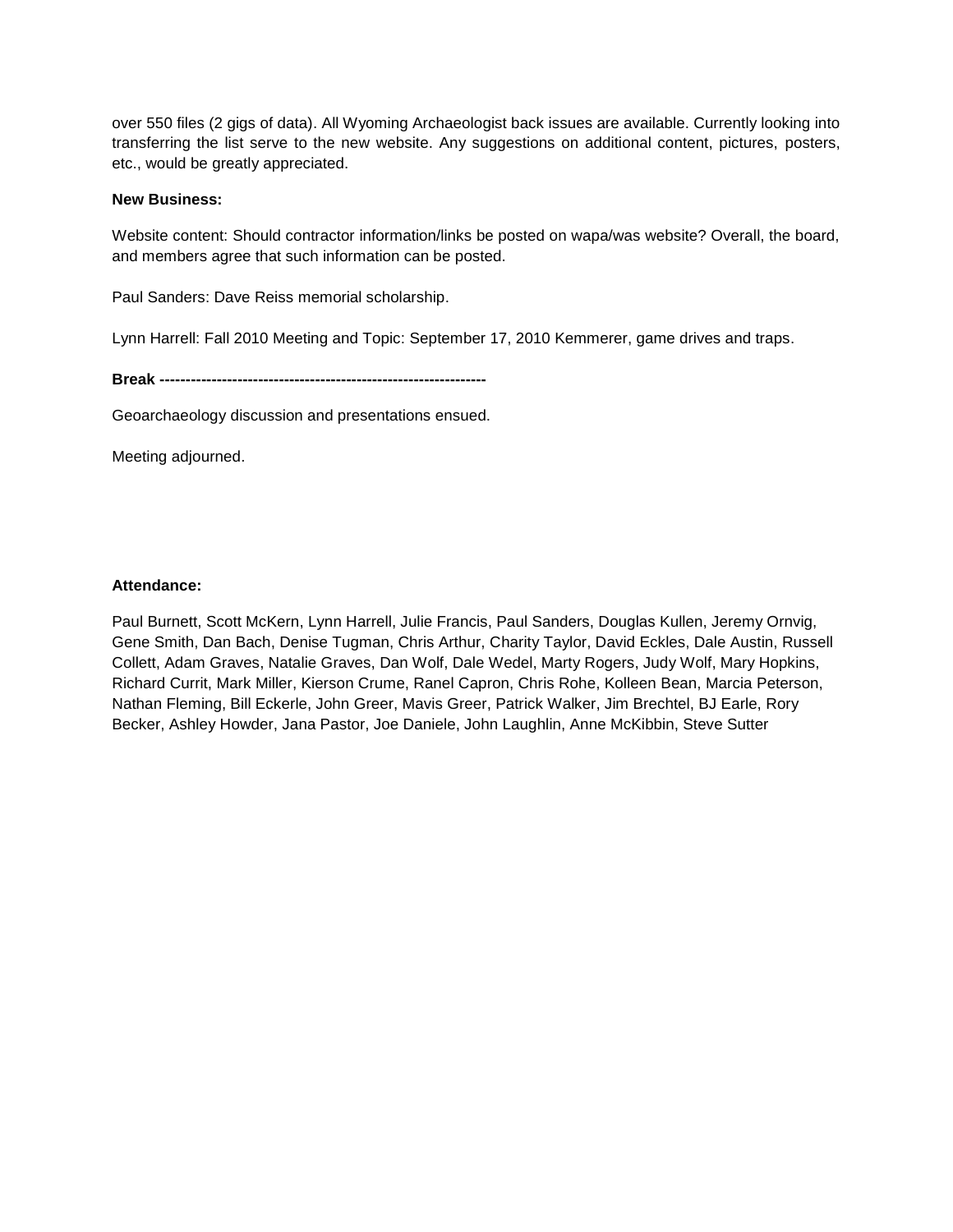over 550 files (2 gigs of data). All Wyoming Archaeologist back issues are available. Currently looking into transferring the list serve to the new website. Any suggestions on additional content, pictures, posters, etc., would be greatly appreciated.

**New Business:**

Website content: Should contractor information/links be posted on wapa/was website? Overall, the board, and members agree that such information can be posted.

Paul Sanders: Dave Reiss memorial scholarship.

Lynn Harrell: Fall 2010 Meeting and Topic: September 17, 2010 Kemmerer, game drives and traps.

**Break ---------------------------------------------------------------**

Geoarchaeology discussion and presentations ensued.

Meeting adjourned.

**Attendance:**

Paul Burnett, Scott McKern, Lynn Harrell, Julie Francis, Paul Sanders, Douglas Kullen, Jeremy Ornvig, Gene Smith, Dan Bach, Denise Tugman, Chris Arthur, Charity Taylor, David Eckles, Dale Austin, Russell Collett, Adam Graves, Natalie Graves, Dan Wolf, Dale Wedel, Marty Rogers, Judy Wolf, Mary Hopkins, Richard Currit, Mark Miller, Kierson Crume, Ranel Capron, Chris Rohe, Kolleen Bean, Marcia Peterson, Nathan Fleming, Bill Eckerle, John Greer, Mavis Greer, Patrick Walker, Jim Brechtel, BJ Earle, Rory Becker, Ashley Howder, Jana Pastor, Joe Daniele, John Laughlin, Anne McKibbin, Steve Sutter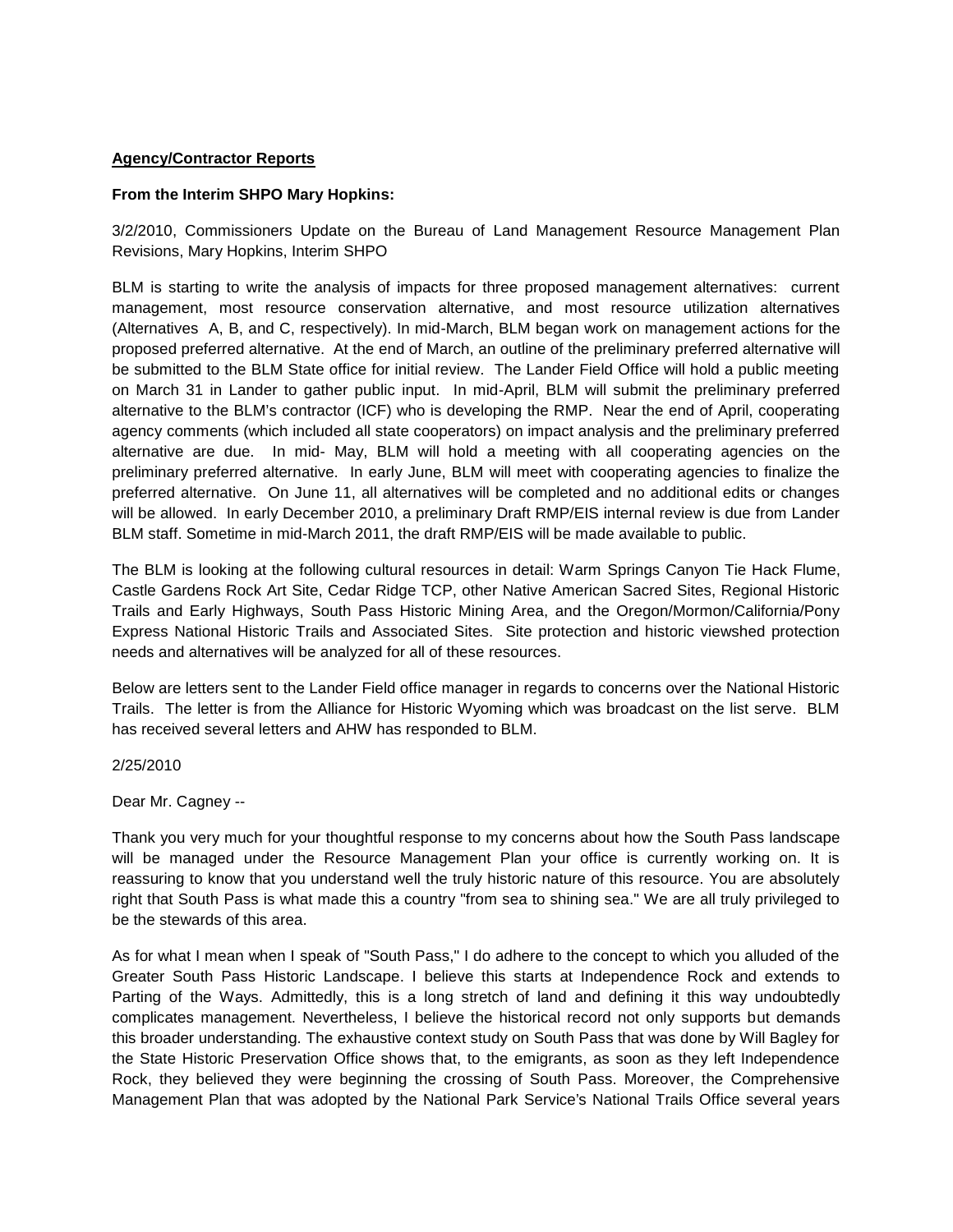**Agency/Contractor Reports**

**From the Interim SHPO Mary Hopkins:**

3/2/2010, Commissioners Update on the Bureau of Land Management Resource Management Plan Revisions, Mary Hopkins, Interim SHPO

BLM is starting to write the analysis of impacts for three proposed management alternatives: current management, most resource conservation alternative, and most resource utilization alternatives (Alternatives A, B, and C, respectively). In mid-March, BLM began work on management actions for the proposed preferred alternative. At the end of March, an outline of the preliminary preferred alternative will be submitted to the BLM State office for initial review. The Lander Field Office will hold a public meeting on March 31 in Lander to gather public input. In mid-April, BLM will submit the preliminary preferred alternative to the BLM's contractor (ICF) who is developing the RMP. Near the end of April, cooperating agency comments (which included all state cooperators) on impact analysis and the preliminary preferred alternative are due. In mid- May, BLM will hold a meeting with all cooperating agencies on the preliminary preferred alternative. In early June, BLM will meet with cooperating agencies to finalize the preferred alternative. On June 11, all alternatives will be completed and no additional edits or changes will be allowed. In early December 2010, a preliminary Draft RMP/EIS internal review is due from Lander BLM staff. Sometime in mid-March 2011, the draft RMP/EIS will be made available to public.

The BLM is looking at the following cultural resources in detail: Warm Springs Canyon Tie Hack Flume, Castle Gardens Rock Art Site, Cedar Ridge TCP, other Native American Sacred Sites, Regional Historic Trails and Early Highways, South Pass Historic Mining Area, and the Oregon/Mormon/California/Pony Express National Historic Trails and Associated Sites. Site protection and historic viewshed protection needs and alternatives will be analyzed for all of these resources.

Below are letters sent to the Lander Field office manager in regards to concerns over the National Historic Trails. The letter is from the Alliance for Historic Wyoming which was broadcast on the list serve. BLM has received several letters and AHW has responded to BLM.

2/25/2010

Dear Mr. Cagney --

Thank you very much for your thoughtful response to my concerns about how the South Pass landscape will be managed under the Resource Management Plan your office is currently working on. It is reassuring to know that you understand well the truly historic nature of this resource. You are absolutely right that South Pass is what made this a country "from sea to shining sea." We are all truly privileged to be the stewards of this area.

As for what I mean when I speak of "South Pass," I do adhere to the concept to which you alluded of the Greater South Pass Historic Landscape. I believe this starts at Independence Rock and extends to Parting of the Ways. Admittedly, this is a long stretch of land and defining it this way undoubtedly complicates management. Nevertheless, I believe the historical record not only supports but demands this broader understanding. The exhaustive context study on South Pass that was done by Will Bagley for the State Historic Preservation Office shows that, to the emigrants, as soon as they left Independence Rock, they believed they were beginning the crossing of South Pass. Moreover, the Comprehensive Management Plan that was adopted by the National Park Service's National Trails Office several years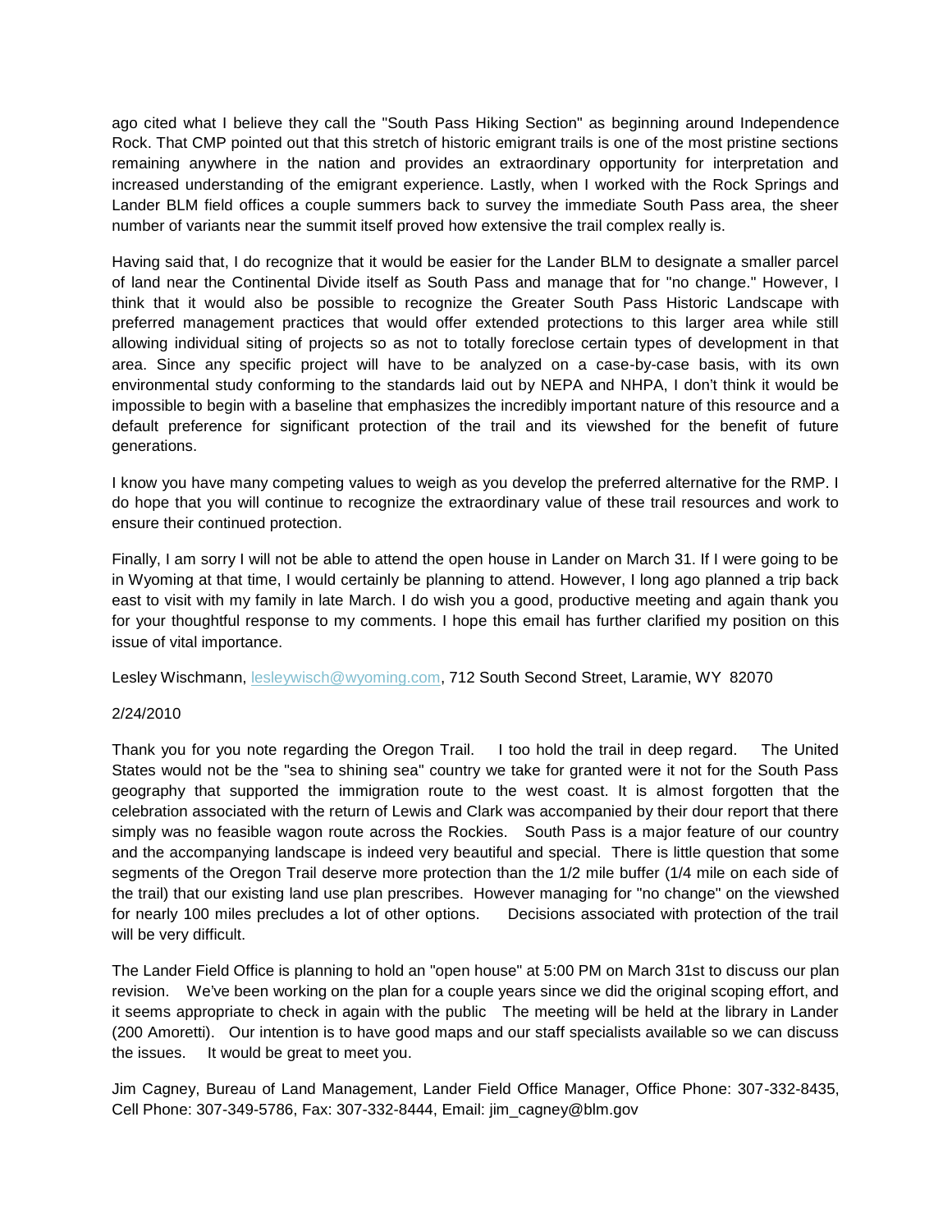ago cited what I believe they call the "South Pass Hiking Section" as beginning around Independence Rock. That CMP pointed out that this stretch of historic emigrant trails is one of the most pristine sections remaining anywhere in the nation and provides an extraordinary opportunity for interpretation and increased understanding of the emigrant experience. Lastly, when I worked with the Rock Springs and Lander BLM field offices a couple summers back to survey the immediate South Pass area, the sheer number of variants near the summit itself proved how extensive the trail complex really is.

Having said that, I do recognize that it would be easier for the Lander BLM to designate a smaller parcel of land near the Continental Divide itself as South Pass and manage that for "no change." However, I think that it would also be possible to recognize the Greater South Pass Historic Landscape with preferred management practices that would offer extended protections to this larger area while still allowing individual siting of projects so as not to totally foreclose certain types of development in that area. Since any specific project will have to be analyzed on a case-by-case basis, with its own environmental study conforming to the standards laid out by NEPA and NHPA, I don't think it would be impossible to begin with a baseline that emphasizes the incredibly important nature of this resource and a default preference for significant protection of the trail and its viewshed for the benefit of future generations.

I know you have many competing values to weigh as you develop the preferred alternative for the RMP. I do hope that you will continue to recognize the extraordinary value of these trail resources and work to ensure their continued protection.

Finally, I am sorry I will not be able to attend the open house in Lander on March 31. If I were going to be in Wyoming at that time, I would certainly be planning to attend. However, I long ago planned a trip back east to visit with my family in late March. I do wish you a good, productive meeting and again thank you for your thoughtful response to my comments. I hope this email has further clarified my position on this issue of vital importance.

Lesley Wischmann, lesleywisch@wyoming.com, 712 South Second Street, Laramie, WY 82070

2/24/2010

Thank you for you note regarding the Oregon Trail. I too hold the trail in deep regard. The United States would not be the "sea to shining sea" country we take for granted were it not for the South Pass geography that supported the immigration route to the west coast. It is almost forgotten that the celebration associated with the return of Lewis and Clark was accompanied by their dour report that there simply was no feasible wagon route across the Rockies. South Pass is a major feature of our country and the accompanying landscape is indeed very beautiful and special. There is little question that some segments of the Oregon Trail deserve more protection than the 1/2 mile buffer (1/4 mile on each side of the trail) that our existing land use plan prescribes. However managing for "no change" on the viewshed for nearly 100 miles precludes a lot of other options. Decisions associated with protection of the trail will be very difficult.

The Lander Field Office is planning to hold an "open house" at 5:00 PM on March 31st to discuss our plan revision. We've been working on the plan for a couple years since we did the original scoping effort, and it seems appropriate to check in again with the public The meeting will be held at the library in Lander (200 Amoretti). Our intention is to have good maps and our staff specialists available so we can discuss the issues. It would be great to meet you.

Jim Cagney, Bureau of Land Management, Lander Field Office Manager, Office Phone: 307-332-8435, Cell Phone: 307-349-5786, Fax: 307-332-8444, Email: jim_cagney@blm.gov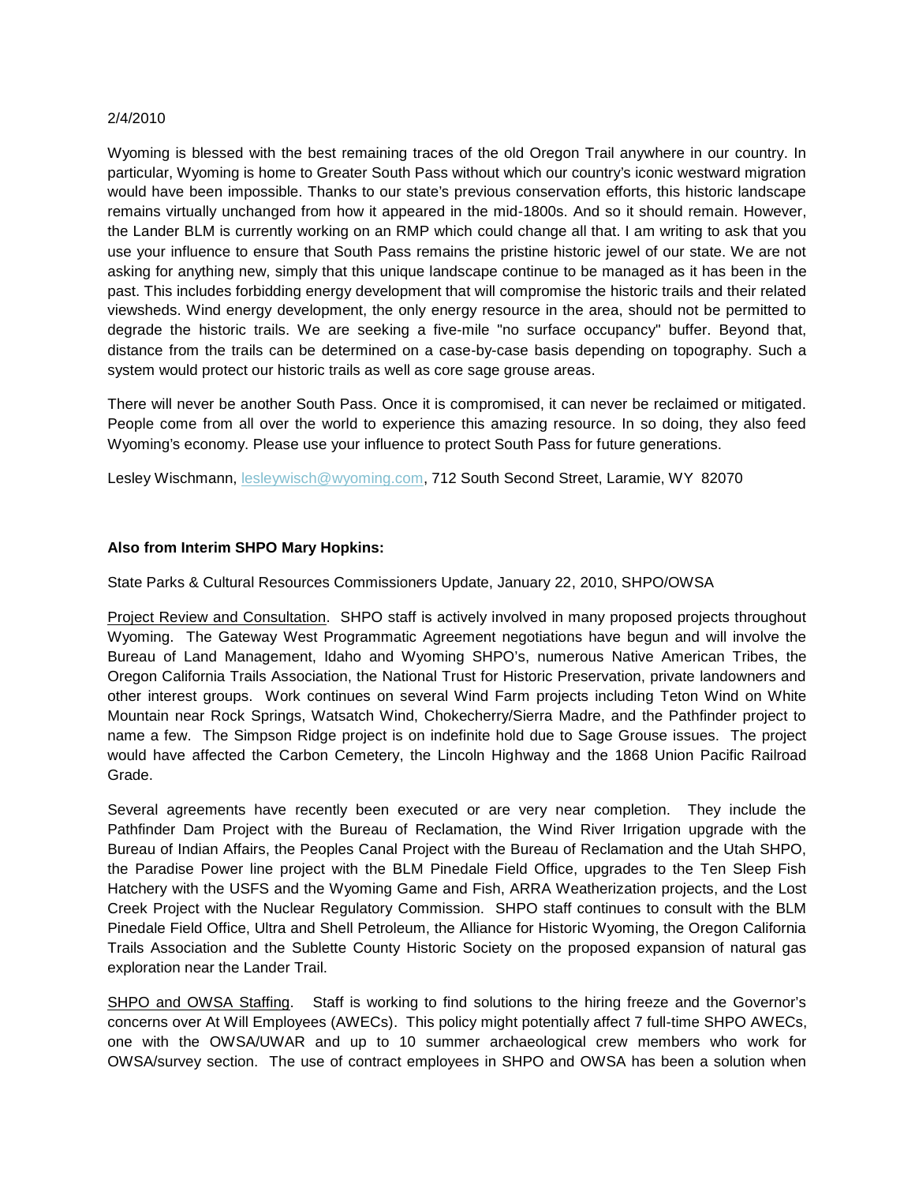2/4/2010

Wyoming is blessed with the best remaining traces of the old Oregon Trail anywhere in our country. In particular, Wyoming is home to Greater South Pass without which our country's iconic westward migration would have been impossible. Thanks to our state's previous conservation efforts, this historic landscape remains virtually unchanged from how it appeared in the mid-1800s. And so it should remain. However, the Lander BLM is currently working on an RMP which could change all that. I am writing to ask that you use your influence to ensure that South Pass remains the pristine historic jewel of our state. We are not asking for anything new, simply that this unique landscape continue to be managed as it has been in the past. This includes forbidding energy development that will compromise the historic trails and their related viewsheds. Wind energy development, the only energy resource in the area, should not be permitted to degrade the historic trails. We are seeking a five-mile "no surface occupancy" buffer. Beyond that, distance from the trails can be determined on a case-by-case basis depending on topography. Such a system would protect our historic trails as well as core sage grouse areas.

There will never be another South Pass. Once it is compromised, it can never be reclaimed or mitigated. People come from all over the world to experience this amazing resource. In so doing, they also feed Wyoming's economy. Please use your influence to protect South Pass for future generations.

Lesley Wischmann, lesleywisch@wyoming.com, 712 South Second Street, Laramie, WY 82070

**Also from Interim SHPO Mary Hopkins:**

State Parks & Cultural Resources Commissioners Update, January 22, 2010, SHPO/OWSA

Project Review and Consultation. SHPO staff is actively involved in many proposed projects throughout Wyoming. The Gateway West Programmatic Agreement negotiations have begun and will involve the Bureau of Land Management, Idaho and Wyoming SHPO's, numerous Native American Tribes, the Oregon California Trails Association, the National Trust for Historic Preservation, private landowners and other interest groups. Work continues on several Wind Farm projects including Teton Wind on White Mountain near Rock Springs, Watsatch Wind, Chokecherry/Sierra Madre, and the Pathfinder project to name a few. The Simpson Ridge project is on indefinite hold due to Sage Grouse issues. The project would have affected the Carbon Cemetery, the Lincoln Highway and the 1868 Union Pacific Railroad Grade.

Several agreements have recently been executed or are very near completion. They include the Pathfinder Dam Project with the Bureau of Reclamation, the Wind River Irrigation upgrade with the Bureau of Indian Affairs, the Peoples Canal Project with the Bureau of Reclamation and the Utah SHPO, the Paradise Power line project with the BLM Pinedale Field Office, upgrades to the Ten Sleep Fish Hatchery with the USFS and the Wyoming Game and Fish, ARRA Weatherization projects, and the Lost Creek Project with the Nuclear Regulatory Commission. SHPO staff continues to consult with the BLM Pinedale Field Office, Ultra and Shell Petroleum, the Alliance for Historic Wyoming, the Oregon California Trails Association and the Sublette County Historic Society on the proposed expansion of natural gas exploration near the Lander Trail.

SHPO and OWSA Staffing. Staff is working to find solutions to the hiring freeze and the Governor's concerns over At Will Employees (AWECs). This policy might potentially affect 7 full-time SHPO AWECs, one with the OWSA/UWAR and up to 10 summer archaeological crew members who work for OWSA/survey section. The use of contract employees in SHPO and OWSA has been a solution when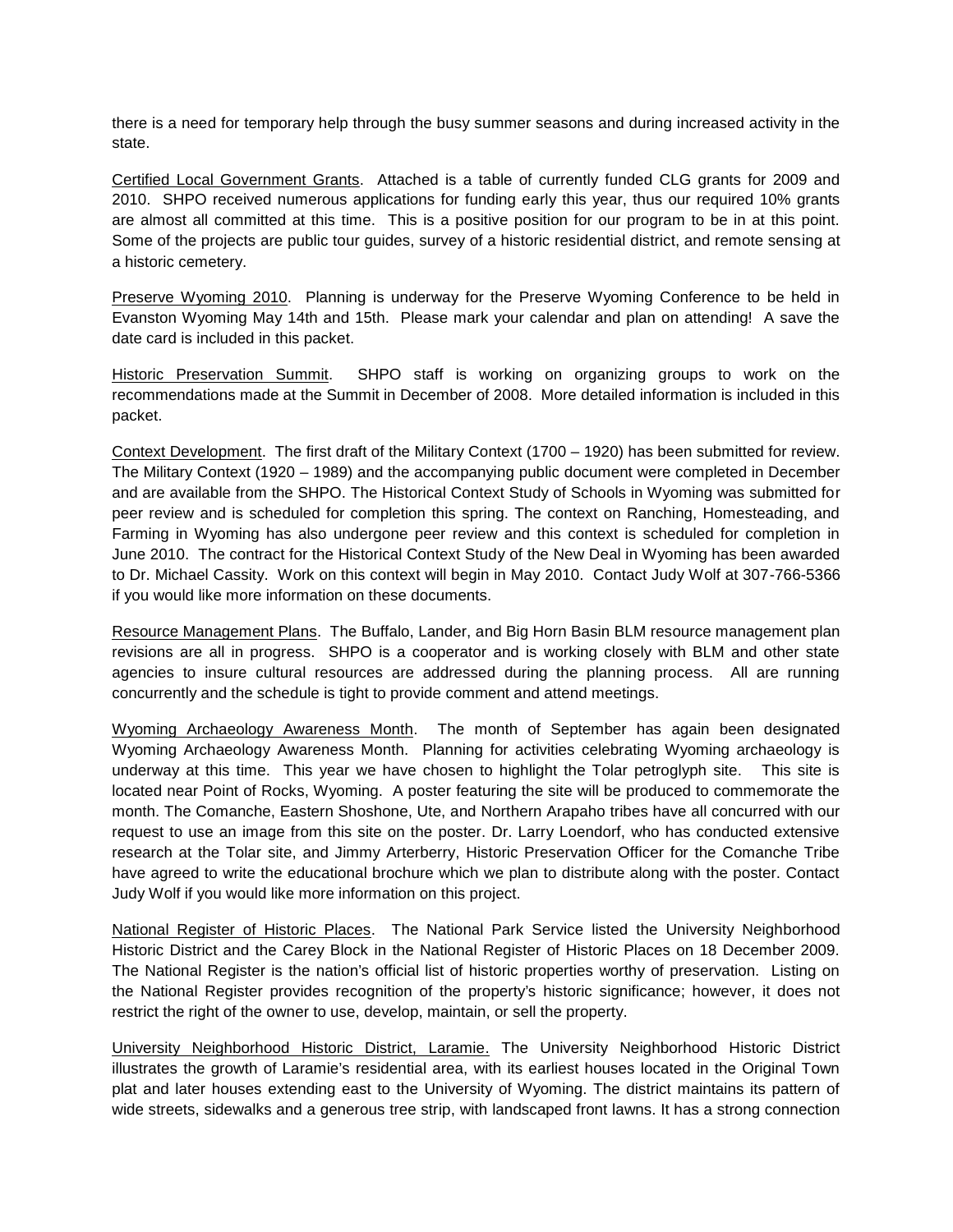there is a need for temporary help through the busy summer seasons and during increased activity in the state.

Certified Local Government Grants. Attached is a table of currently funded CLG grants for 2009 and 2010. SHPO received numerous applications for funding early this year, thus our required 10% grants are almost all committed at this time. This is a positive position for our program to be in at this point. Some of the projects are public tour guides, survey of a historic residential district, and remote sensing at a historic cemetery.

Preserve Wyoming 2010. Planning is underway for the Preserve Wyoming Conference to be held in Evanston Wyoming May 14th and 15th. Please mark your calendar and plan on attending! A save the date card is included in this packet.

Historic Preservation Summit. SHPO staff is working on organizing groups to work on the recommendations made at the Summit in December of 2008. More detailed information is included in this packet.

Context Development. The first draft of the Military Context (1700 – 1920) has been submitted for review. The Military Context (1920 – 1989) and the accompanying public document were completed in December and are available from the SHPO. The Historical Context Study of Schools in Wyoming was submitted for peer review and is scheduled for completion this spring. The context on Ranching, Homesteading, and Farming in Wyoming has also undergone peer review and this context is scheduled for completion in June 2010. The contract for the Historical Context Study of the New Deal in Wyoming has been awarded to Dr. Michael Cassity. Work on this context will begin in May 2010. Contact Judy Wolf at 307-766-5366 if you would like more information on these documents.

Resource Management Plans. The Buffalo, Lander, and Big Horn Basin BLM resource management plan revisions are all in progress. SHPO is a cooperator and is working closely with BLM and other state agencies to insure cultural resources are addressed during the planning process. All are running concurrently and the schedule is tight to provide comment and attend meetings.

Wyoming Archaeology Awareness Month. The month of September has again been designated Wyoming Archaeology Awareness Month. Planning for activities celebrating Wyoming archaeology is underway at this time. This year we have chosen to highlight the Tolar petroglyph site. This site is located near Point of Rocks, Wyoming. A poster featuring the site will be produced to commemorate the month. The Comanche, Eastern Shoshone, Ute, and Northern Arapaho tribes have all concurred with our request to use an image from this site on the poster. Dr. Larry Loendorf, who has conducted extensive research at the Tolar site, and Jimmy Arterberry, Historic Preservation Officer for the Comanche Tribe have agreed to write the educational brochure which we plan to distribute along with the poster. Contact Judy Wolf if you would like more information on this project.

National Register of Historic Places. The National Park Service listed the University Neighborhood Historic District and the Carey Block in the National Register of Historic Places on 18 December 2009. The National Register is the nation's official list of historic properties worthy of preservation. Listing on the National Register provides recognition of the property's historic significance; however, it does not restrict the right of the owner to use, develop, maintain, or sell the property.

University Neighborhood Historic District, Laramie. The University Neighborhood Historic District illustrates the growth of Laramie's residential area, with its earliest houses located in the Original Town plat and later houses extending east to the University of Wyoming. The district maintains its pattern of wide streets, sidewalks and a generous tree strip, with landscaped front lawns. It has a strong connection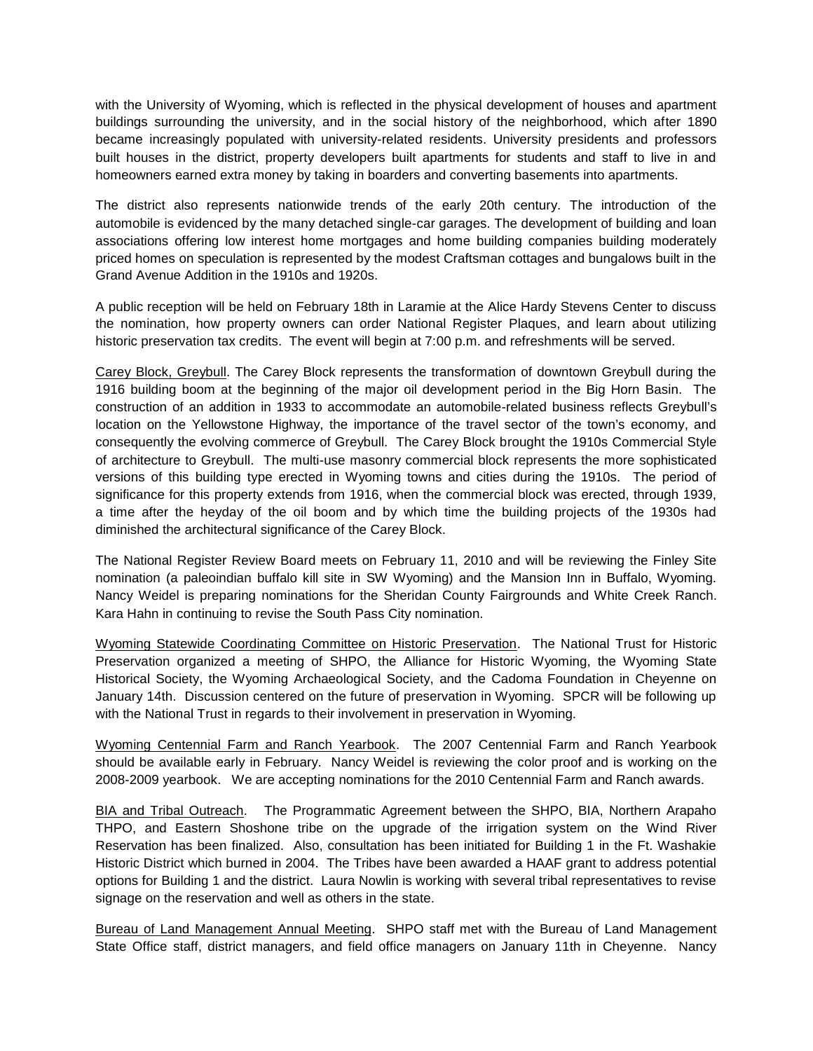with the University of Wyoming, which is reflected in the physical development of houses and apartment buildings surrounding the university, and in the social history of the neighborhood, which after 1890 became increasingly populated with university-related residents. University presidents and professors built houses in the district, property developers built apartments for students and staff to live in and homeowners earned extra money by taking in boarders and converting basements into apartments.

The district also represents nationwide trends of the early 20th century. The introduction of the automobile is evidenced by the many detached single-car garages. The development of building and loan associations offering low interest home mortgages and home building companies building moderately priced homes on speculation is represented by the modest Craftsman cottages and bungalows built in the Grand Avenue Addition in the 1910s and 1920s.

A public reception will be held on February 18th in Laramie at the Alice Hardy Stevens Center to discuss the nomination, how property owners can order National Register Plaques, and learn about utilizing historic preservation tax credits. The event will begin at 7:00 p.m. and refreshments will be served.

<u>Carey Block, Greybull</u>. The Carey Block represents the transformation of downtown Greybull during the 1916 building boom at the beginning of the major oil development period in the Big Horn Basin. The construction of an addition in 1933 to accommodate an automobile-related business reflects Greybull's location on the Yellowstone Highway, the importance of the travel sector of the town's economy, and consequently the evolving commerce of Greybull. The Carey Block brought the 1910s Commercial Style of architecture to Greybull. The multi-use masonry commercial block represents the more sophisticated versions of this building type erected in Wyoming towns and cities during the 1910s. The period of significance for this property extends from 1916, when the commercial block was erected, through 1939, a time after the heyday of the oil boom and by which time the building projects of the 1930s had diminished the architectural significance of the Carey Block.

The National Register Review Board meets on February 11, 2010 and will be reviewing the Finley Site nomination (a paleoindian buffalo kill site in SW Wyoming) and the Mansion Inn in Buffalo, Wyoming. Nancy Weidel is preparing nominations for the Sheridan County Fairgrounds and White Creek Ranch. Kara Hahn in continuing to revise the South Pass City nomination.

<u>Wyoming Statewide Coordinating Committee on Historic Preservation</u>. The National Trust for Historic Preservation organized a meeting of SHPO, the Alliance for Historic Wyoming, the Wyoming State Historical Society, the Wyoming Archaeological Society, and the Cadoma Foundation in Cheyenne on January 14th. Discussion centered on the future of preservation in Wyoming. SPCR will be following up with the National Trust in regards to their involvement in preservation in Wyoming.

<u>Wyoming Centennial Farm and Ranch Yearbook</u>. The 2007 Centennial Farm and Ranch Yearbook should be available early in February. Nancy Weidel is reviewing the color proof and is working on the 2008-2009 yearbook. We are accepting nominations for the 2010 Centennial Farm and Ranch awards.

<u>BIA and Tribal Outreach</u>. The Programmatic Agreement between the SHPO, BIA, Northern Arapaho THPO, and Eastern Shoshone tribe on the upgrade of the irrigation system on the Wind River Reservation has been finalized. Also, consultation has been initiated for Building 1 in the Ft. Washakie Historic District which burned in 2004. The Tribes have been awarded a HAAF grant to address potential options for Building 1 and the district. Laura Nowlin is working with several tribal representatives to revise signage on the reservation and well as others in the state.

<u>Bureau of Land Management Annual Meeting</u>. SHPO staff met with the Bureau of Land Management State Office staff, district managers, and field office managers on January 11th in Cheyenne. Nancy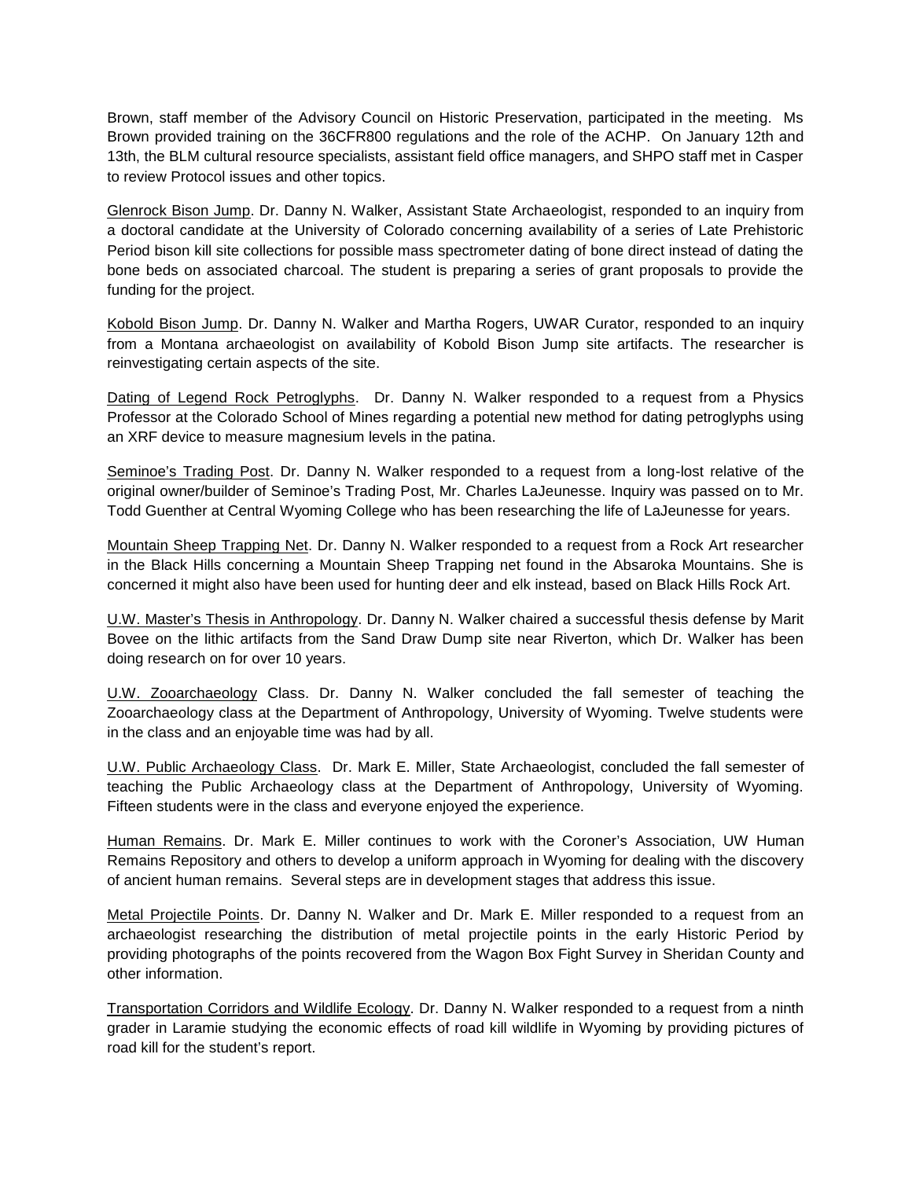Brown, staff member of the Advisory Council on Historic Preservation, participated in the meeting. Ms Brown provided training on the 36CFR800 regulations and the role of the ACHP. On January 12th and 13th, the BLM cultural resource specialists, assistant field office managers, and SHPO staff met in Casper to review Protocol issues and other topics.

Glenrock Bison Jump. Dr. Danny N. Walker, Assistant State Archaeologist, responded to an inquiry from a doctoral candidate at the University of Colorado concerning availability of a series of Late Prehistoric Period bison kill site collections for possible mass spectrometer dating of bone direct instead of dating the bone beds on associated charcoal. The student is preparing a series of grant proposals to provide the funding for the project.

Kobold Bison Jump. Dr. Danny N. Walker and Martha Rogers, UWAR Curator, responded to an inquiry from a Montana archaeologist on availability of Kobold Bison Jump site artifacts. The researcher is reinvestigating certain aspects of the site.

Dating of Legend Rock Petroglyphs. Dr. Danny N. Walker responded to a request from a Physics Professor at the Colorado School of Mines regarding a potential new method for dating petroglyphs using an XRF device to measure magnesium levels in the patina.

Seminoe's Trading Post. Dr. Danny N. Walker responded to a request from a long-lost relative of the original owner/builder of Seminoe's Trading Post, Mr. Charles LaJeunesse. Inquiry was passed on to Mr. Todd Guenther at Central Wyoming College who has been researching the life of LaJeunesse for years.

Mountain Sheep Trapping Net. Dr. Danny N. Walker responded to a request from a Rock Art researcher in the Black Hills concerning a Mountain Sheep Trapping net found in the Absaroka Mountains. She is concerned it might also have been used for hunting deer and elk instead, based on Black Hills Rock Art.

U.W. Master's Thesis in Anthropology. Dr. Danny N. Walker chaired a successful thesis defense by Marit Bovee on the lithic artifacts from the Sand Draw Dump site near Riverton, which Dr. Walker has been doing research on for over 10 years.

U.W. Zooarchaeology Class. Dr. Danny N. Walker concluded the fall semester of teaching the Zooarchaeology class at the Department of Anthropology, University of Wyoming. Twelve students were in the class and an enjoyable time was had by all.

U.W. Public Archaeology Class. Dr. Mark E. Miller, State Archaeologist, concluded the fall semester of teaching the Public Archaeology class at the Department of Anthropology, University of Wyoming. Fifteen students were in the class and everyone enjoyed the experience.

Human Remains. Dr. Mark E. Miller continues to work with the Coroner's Association, UW Human Remains Repository and others to develop a uniform approach in Wyoming for dealing with the discovery of ancient human remains. Several steps are in development stages that address this issue.

Metal Projectile Points. Dr. Danny N. Walker and Dr. Mark E. Miller responded to a request from an archaeologist researching the distribution of metal projectile points in the early Historic Period by providing photographs of the points recovered from the Wagon Box Fight Survey in Sheridan County and other information.

Transportation Corridors and Wildlife Ecology. Dr. Danny N. Walker responded to a request from a ninth grader in Laramie studying the economic effects of road kill wildlife in Wyoming by providing pictures of road kill for the student's report.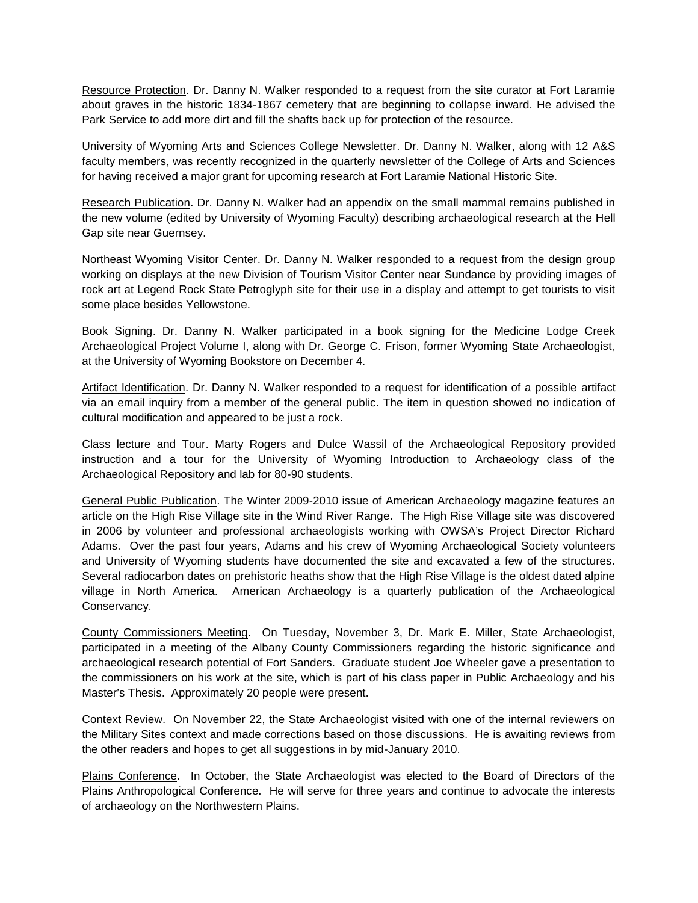<u>Resource Protection</u>. Dr. Danny N. Walker responded to a request from the site curator at Fort Laramie about graves in the historic 1834-1867 cemetery that are beginning to collapse inward. He advised the Park Service to add more dirt and fill the shafts back up for protection of the resource.

<u>University of Wyoming Arts and Sciences College Newsletter</u>. Dr. Danny N. Walker, along with 12 A&S faculty members, was recently recognized in the quarterly newsletter of the College of Arts and Sciences for having received a major grant for upcoming research at Fort Laramie National Historic Site.

<u>Research Publication</u>. Dr. Danny N. Walker had an appendix on the small mammal remains published in the new volume (edited by University of Wyoming Faculty) describing archaeological research at the Hell Gap site near Guernsey.

<u>Northeast Wyoming Visitor Center</u>. Dr. Danny N. Walker responded to a request from the design group working on displays at the new Division of Tourism Visitor Center near Sundance by providing images of rock art at Legend Rock State Petroglyph site for their use in a display and attempt to get tourists to visit some place besides Yellowstone.

<u>Book Signing</u>. Dr. Danny N. Walker participated in a book signing for the Medicine Lodge Creek Archaeological Project Volume I, along with Dr. George C. Frison, former Wyoming State Archaeologist, at the University of Wyoming Bookstore on December 4.

<u>Artifact Identification</u>. Dr. Danny N. Walker responded to a request for identification of a possible artifact via an email inquiry from a member of the general public. The item in question showed no indication of cultural modification and appeared to be just a rock.

<u>Class lecture and Tour</u>. Marty Rogers and Dulce Wassil of the Archaeological Repository provided instruction and a tour for the University of Wyoming Introduction to Archaeology class of the Archaeological Repository and lab for 80-90 students.

<u>General Public Publication</u>. The Winter 2009-2010 issue of American Archaeology magazine features an article on the High Rise Village site in the Wind River Range. The High Rise Village site was discovered in 2006 by volunteer and professional archaeologists working with OWSA's Project Director Richard Adams. Over the past four years, Adams and his crew of Wyoming Archaeological Society volunteers and University of Wyoming students have documented the site and excavated a few of the structures. Several radiocarbon dates on prehistoric heaths show that the High Rise Village is the oldest dated alpine village in North America. American Archaeology is a quarterly publication of the Archaeological Conservancy.

<u>County Commissioners Meeting</u>. On Tuesday, November 3, Dr. Mark E. Miller, State Archaeologist, participated in a meeting of the Albany County Commissioners regarding the historic significance and archaeological research potential of Fort Sanders. Graduate student Joe Wheeler gave a presentation to the commissioners on his work at the site, which is part of his class paper in Public Archaeology and his Master's Thesis. Approximately 20 people were present.

<u>Context Review</u>. On November 22, the State Archaeologist visited with one of the internal reviewers on the Military Sites context and made corrections based on those discussions. He is awaiting reviews from the other readers and hopes to get all suggestions in by mid-January 2010.

<u>Plains Conference</u>. In October, the State Archaeologist was elected to the Board of Directors of the Plains Anthropological Conference. He will serve for three years and continue to advocate the interests of archaeology on the Northwestern Plains.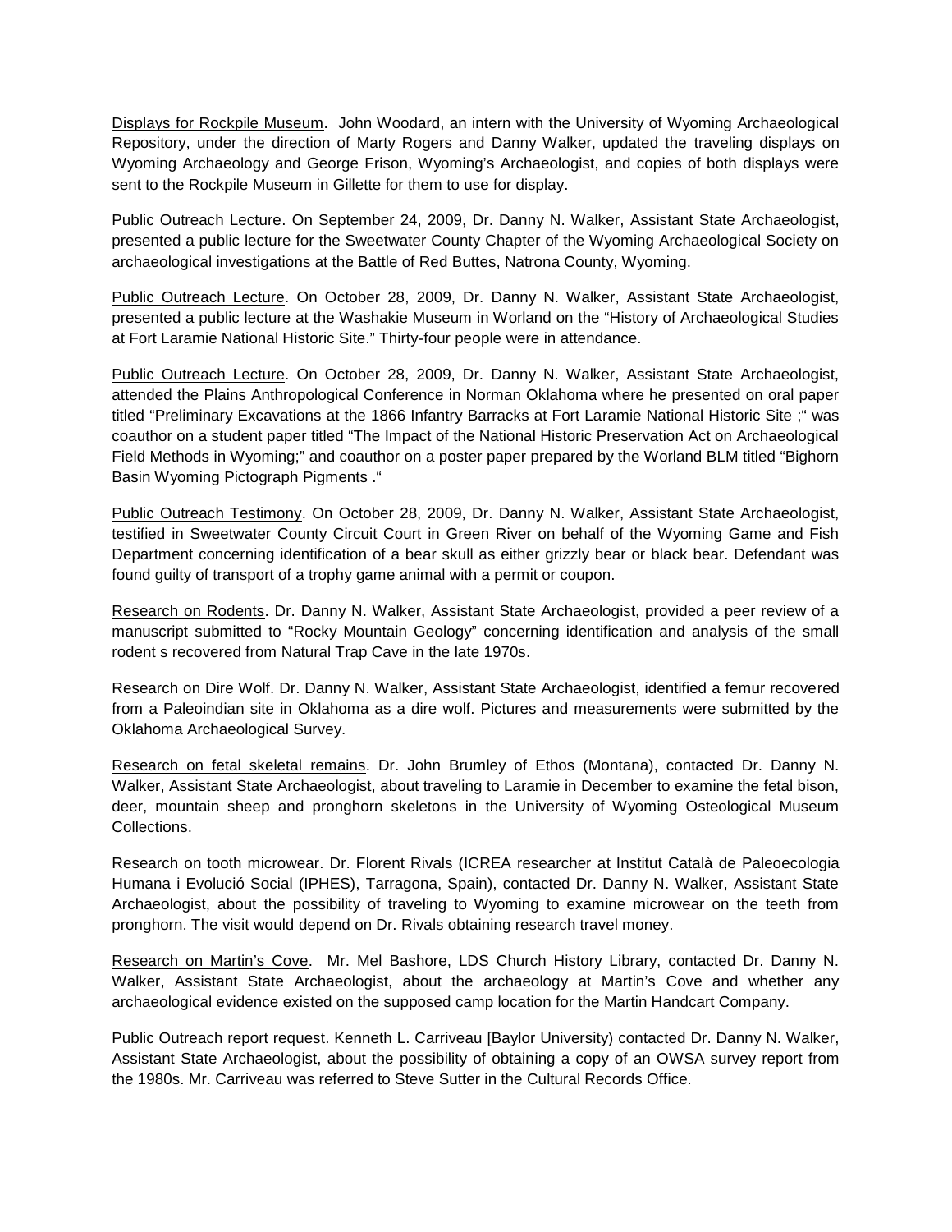Displays for Rockpile Museum. John Woodard, an intern with the University of Wyoming Archaeological Repository, under the direction of Marty Rogers and Danny Walker, updated the traveling displays on Wyoming Archaeology and George Frison, Wyoming's Archaeologist, and copies of both displays were sent to the Rockpile Museum in Gillette for them to use for display.

Public Outreach Lecture. On September 24, 2009, Dr. Danny N. Walker, Assistant State Archaeologist, presented a public lecture for the Sweetwater County Chapter of the Wyoming Archaeological Society on archaeological investigations at the Battle of Red Buttes, Natrona County, Wyoming.

Public Outreach Lecture. On October 28, 2009, Dr. Danny N. Walker, Assistant State Archaeologist, presented a public lecture at the Washakie Museum in Worland on the "History of Archaeological Studies at Fort Laramie National Historic Site." Thirty-four people were in attendance.

Public Outreach Lecture. On October 28, 2009, Dr. Danny N. Walker, Assistant State Archaeologist, attended the Plains Anthropological Conference in Norman Oklahoma where he presented on oral paper titled "Preliminary Excavations at the 1866 Infantry Barracks at Fort Laramie National Historic Site ;" was coauthor on a student paper titled "The Impact of the National Historic Preservation Act on Archaeological Field Methods in Wyoming;" and coauthor on a poster paper prepared by the Worland BLM titled "Bighorn Basin Wyoming Pictograph Pigments ."

Public Outreach Testimony. On October 28, 2009, Dr. Danny N. Walker, Assistant State Archaeologist, testified in Sweetwater County Circuit Court in Green River on behalf of the Wyoming Game and Fish Department concerning identification of a bear skull as either grizzly bear or black bear. Defendant was found guilty of transport of a trophy game animal with a permit or coupon.

Research on Rodents. Dr. Danny N. Walker, Assistant State Archaeologist, provided a peer review of a manuscript submitted to "Rocky Mountain Geology" concerning identification and analysis of the small rodent s recovered from Natural Trap Cave in the late 1970s.

Research on Dire Wolf. Dr. Danny N. Walker, Assistant State Archaeologist, identified a femur recovered from a Paleoindian site in Oklahoma as a dire wolf. Pictures and measurements were submitted by the Oklahoma Archaeological Survey.

Research on fetal skeletal remains. Dr. John Brumley of Ethos (Montana), contacted Dr. Danny N. Walker, Assistant State Archaeologist, about traveling to Laramie in December to examine the fetal bison, deer, mountain sheep and pronghorn skeletons in the University of Wyoming Osteological Museum Collections.

Research on tooth microwear. Dr. Florent Rivals (ICREA researcher at Institut Català de Paleoecologia Humana i Evolució Social (IPHES), Tarragona, Spain), contacted Dr. Danny N. Walker, Assistant State Archaeologist, about the possibility of traveling to Wyoming to examine microwear on the teeth from pronghorn. The visit would depend on Dr. Rivals obtaining research travel money.

Research on Martin's Cove. Mr. Mel Bashore, LDS Church History Library, contacted Dr. Danny N. Walker, Assistant State Archaeologist, about the archaeology at Martin's Cove and whether any archaeological evidence existed on the supposed camp location for the Martin Handcart Company.

Public Outreach report request. Kenneth L. Carriveau [Baylor University) contacted Dr. Danny N. Walker, Assistant State Archaeologist, about the possibility of obtaining a copy of an OWSA survey report from the 1980s. Mr. Carriveau was referred to Steve Sutter in the Cultural Records Office.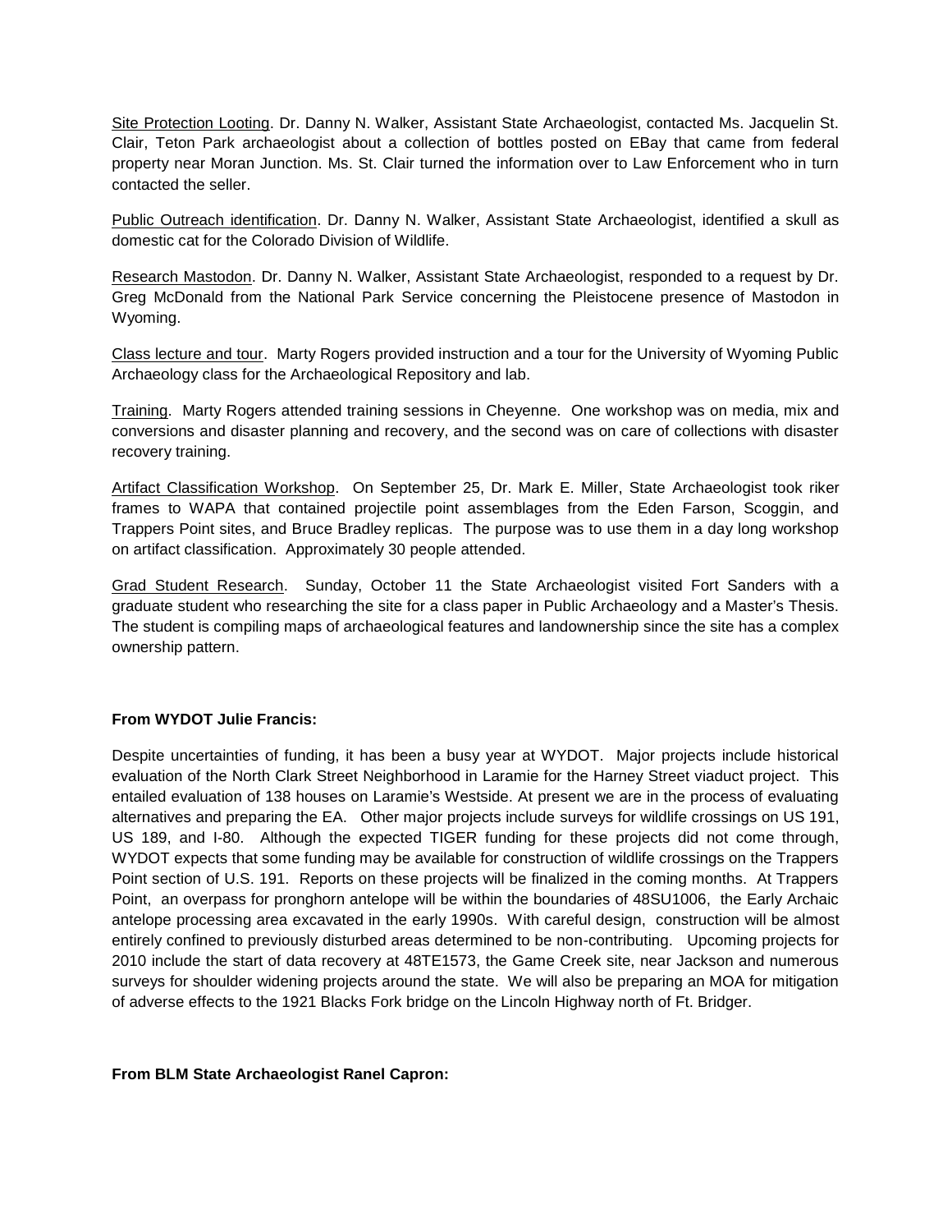Site Protection Looting. Dr. Danny N. Walker, Assistant State Archaeologist, contacted Ms. Jacquelin St. Clair, Teton Park archaeologist about a collection of bottles posted on EBay that came from federal property near Moran Junction. Ms. St. Clair turned the information over to Law Enforcement who in turn contacted the seller.

Public Outreach identification. Dr. Danny N. Walker, Assistant State Archaeologist, identified a skull as domestic cat for the Colorado Division of Wildlife.

Research Mastodon. Dr. Danny N. Walker, Assistant State Archaeologist, responded to a request by Dr. Greg McDonald from the National Park Service concerning the Pleistocene presence of Mastodon in Wyoming.

Class lecture and tour. Marty Rogers provided instruction and a tour for the University of Wyoming Public Archaeology class for the Archaeological Repository and lab.

Training. Marty Rogers attended training sessions in Cheyenne. One workshop was on media, mix and conversions and disaster planning and recovery, and the second was on care of collections with disaster recovery training.

Artifact Classification Workshop. On September 25, Dr. Mark E. Miller, State Archaeologist took riker frames to WAPA that contained projectile point assemblages from the Eden Farson, Scoggin, and Trappers Point sites, and Bruce Bradley replicas. The purpose was to use them in a day long workshop on artifact classification. Approximately 30 people attended.

Grad Student Research. Sunday, October 11 the State Archaeologist visited Fort Sanders with a graduate student who researching the site for a class paper in Public Archaeology and a Master's Thesis. The student is compiling maps of archaeological features and landownership since the site has a complex ownership pattern.

**From WYDOT Julie Francis:**

Despite uncertainties of funding, it has been a busy year at WYDOT. Major projects include historical evaluation of the North Clark Street Neighborhood in Laramie for the Harney Street viaduct project. This entailed evaluation of 138 houses on Laramie's Westside. At present we are in the process of evaluating alternatives and preparing the EA. Other major projects include surveys for wildlife crossings on US 191, US 189, and I-80. Although the expected TIGER funding for these projects did not come through, WYDOT expects that some funding may be available for construction of wildlife crossings on the Trappers Point section of U.S. 191. Reports on these projects will be finalized in the coming months. At Trappers Point, an overpass for pronghorn antelope will be within the boundaries of 48SU1006, the Early Archaic antelope processing area excavated in the early 1990s. With careful design, construction will be almost entirely confined to previously disturbed areas determined to be non-contributing. Upcoming projects for 2010 include the start of data recovery at 48TE1573, the Game Creek site, near Jackson and numerous surveys for shoulder widening projects around the state. We will also be preparing an MOA for mitigation of adverse effects to the 1921 Blacks Fork bridge on the Lincoln Highway north of Ft. Bridger.

**From BLM State Archaeologist Ranel Capron:**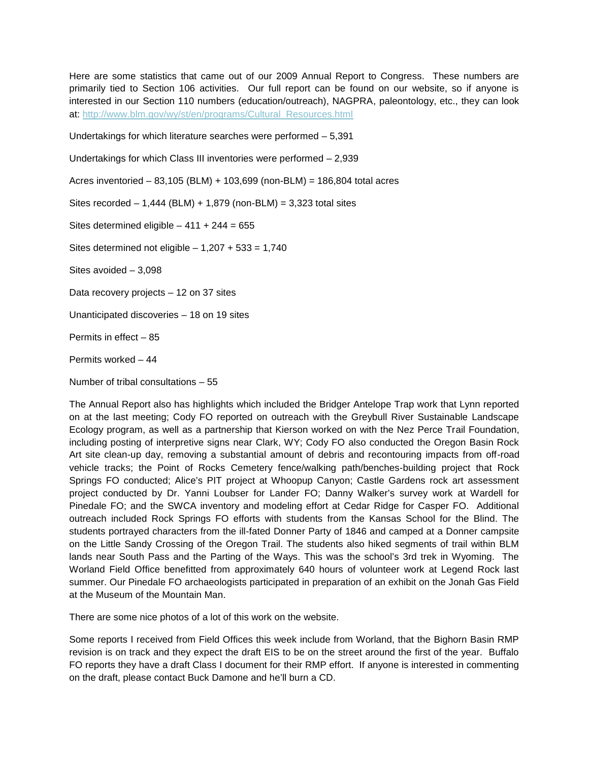Here are some statistics that came out of our 2009 Annual Report to Congress. These numbers are primarily tied to Section 106 activities. Our full report can be found on our website, so if anyone is interested in our Section 110 numbers (education/outreach), NAGPRA, paleontology, etc., they can look at: [http://www.blm.gov/wy/st/en/programs/Cultural_Resources.html](http://www.blm.gov/wy/st/en/programs/Cultural_Resources.html)

Undertakings for which literature searches were performed – 5,391

Undertakings for which Class III inventories were performed – 2,939

Acres inventoried – 83,105 (BLM) + 103,699 (non-BLM) = 186,804 total acres

Sites recorded – 1,444 (BLM) + 1,879 (non-BLM) = 3,323 total sites

Sites determined eligible – 411 + 244 = 655

Sites determined not eligible – 1,207 + 533 = 1,740

Sites avoided – 3,098

Data recovery projects – 12 on 37 sites

Unanticipated discoveries – 18 on 19 sites

Permits in effect – 85

Permits worked – 44

Number of tribal consultations – 55

The Annual Report also has highlights which included the Bridger Antelope Trap work that Lynn reported on at the last meeting; Cody FO reported on outreach with the Greybull River Sustainable Landscape Ecology program, as well as a partnership that Kierson worked on with the Nez Perce Trail Foundation, including posting of interpretive signs near Clark, WY; Cody FO also conducted the Oregon Basin Rock Art site clean-up day, removing a substantial amount of debris and recontouring impacts from off-road vehicle tracks; the Point of Rocks Cemetery fence/walking path/benches-building project that Rock Springs FO conducted; Alice's PIT project at Whoopup Canyon; Castle Gardens rock art assessment project conducted by Dr. Yanni Loubser for Lander FO; Danny Walker's survey work at Wardell for Pinedale FO; and the SWCA inventory and modeling effort at Cedar Ridge for Casper FO. Additional outreach included Rock Springs FO efforts with students from the Kansas School for the Blind. The students portrayed characters from the ill-fated Donner Party of 1846 and camped at a Donner campsite on the Little Sandy Crossing of the Oregon Trail. The students also hiked segments of trail within BLM lands near South Pass and the Parting of the Ways. This was the school's 3rd trek in Wyoming. The Worland Field Office benefitted from approximately 640 hours of volunteer work at Legend Rock last summer. Our Pinedale FO archaeologists participated in preparation of an exhibit on the Jonah Gas Field at the Museum of the Mountain Man.

There are some nice photos of a lot of this work on the website.

Some reports I received from Field Offices this week include from Worland, that the Bighorn Basin RMP revision is on track and they expect the draft EIS to be on the street around the first of the year. Buffalo FO reports they have a draft Class I document for their RMP effort. If anyone is interested in commenting on the draft, please contact Buck Damone and he'll burn a CD.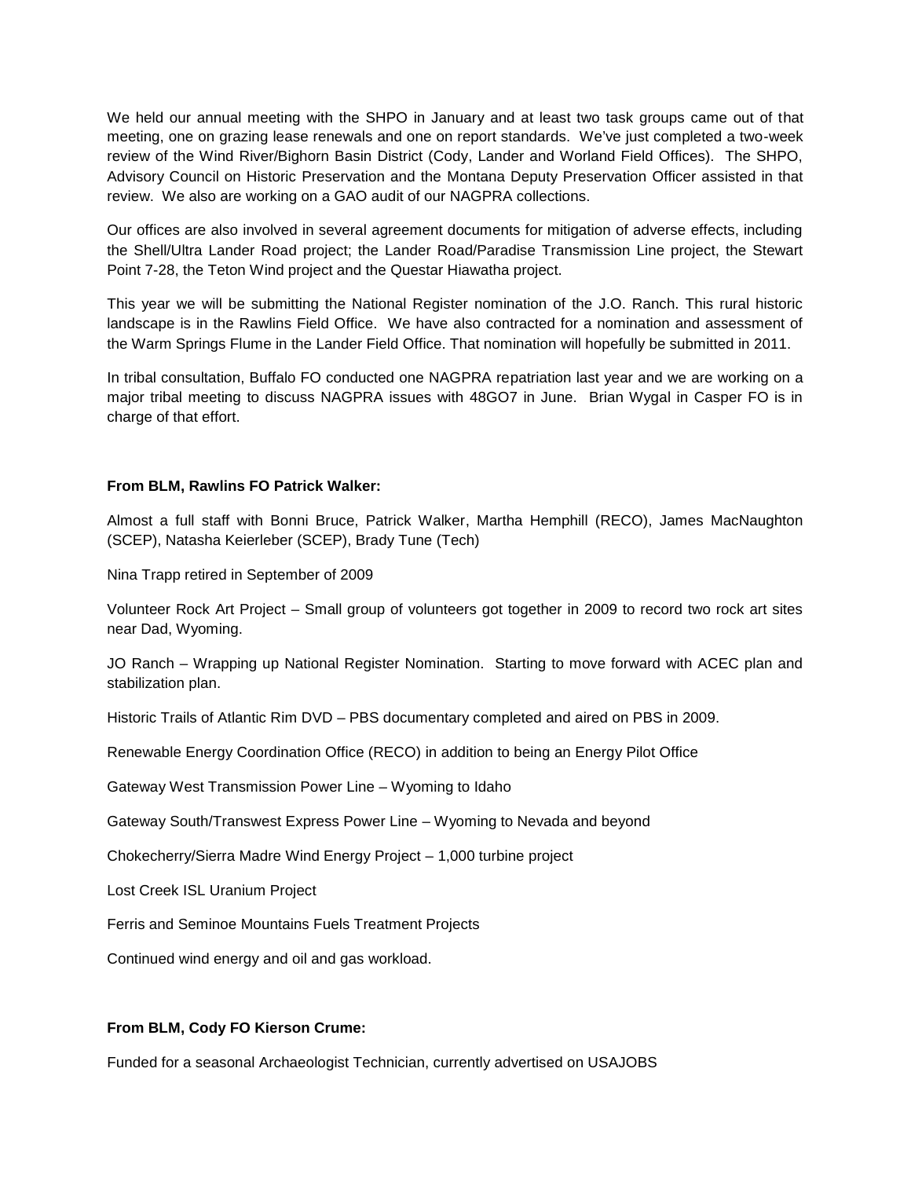We held our annual meeting with the SHPO in January and at least two task groups came out of that meeting, one on grazing lease renewals and one on report standards. We've just completed a two-week review of the Wind River/Bighorn Basin District (Cody, Lander and Worland Field Offices). The SHPO, Advisory Council on Historic Preservation and the Montana Deputy Preservation Officer assisted in that review. We also are working on a GAO audit of our NAGPRA collections.

Our offices are also involved in several agreement documents for mitigation of adverse effects, including the Shell/Ultra Lander Road project; the Lander Road/Paradise Transmission Line project, the Stewart Point 7-28, the Teton Wind project and the Questar Hiawatha project.

This year we will be submitting the National Register nomination of the J.O. Ranch. This rural historic landscape is in the Rawlins Field Office. We have also contracted for a nomination and assessment of the Warm Springs Flume in the Lander Field Office. That nomination will hopefully be submitted in 2011.

In tribal consultation, Buffalo FO conducted one NAGPRA repatriation last year and we are working on a major tribal meeting to discuss NAGPRA issues with 48GO7 in June. Brian Wygal in Casper FO is in charge of that effort.

**From BLM, Rawlins FO Patrick Walker:**

Almost a full staff with Bonni Bruce, Patrick Walker, Martha Hemphill (RECO), James MacNaughton (SCEP), Natasha Keierleber (SCEP), Brady Tune (Tech)

Nina Trapp retired in September of 2009

Volunteer Rock Art Project – Small group of volunteers got together in 2009 to record two rock art sites near Dad, Wyoming.

JO Ranch – Wrapping up National Register Nomination. Starting to move forward with ACEC plan and stabilization plan.

Historic Trails of Atlantic Rim DVD – PBS documentary completed and aired on PBS in 2009.

Renewable Energy Coordination Office (RECO) in addition to being an Energy Pilot Office

Gateway West Transmission Power Line – Wyoming to Idaho

Gateway South/Transwest Express Power Line – Wyoming to Nevada and beyond

Chokecherry/Sierra Madre Wind Energy Project – 1,000 turbine project

Lost Creek ISL Uranium Project

Ferris and Seminoe Mountains Fuels Treatment Projects

Continued wind energy and oil and gas workload.

**From BLM, Cody FO Kierson Crume:**

Funded for a seasonal Archaeologist Technician, currently advertised on USAJOBS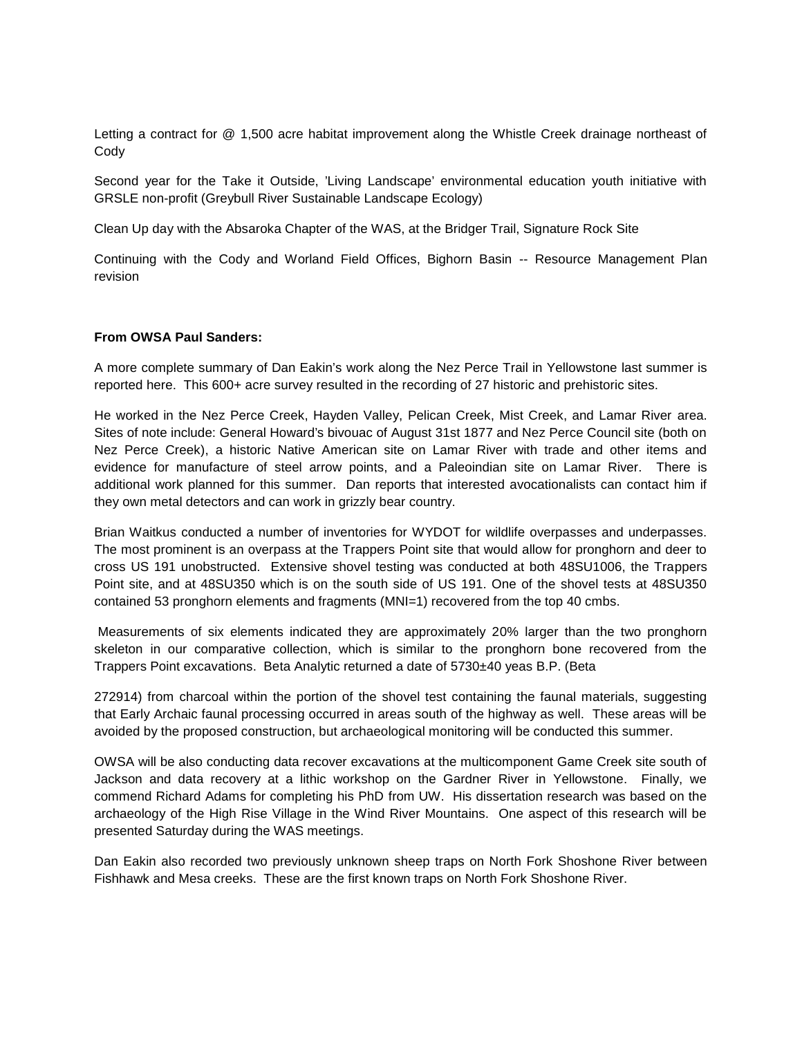Letting a contract for @ 1,500 acre habitat improvement along the Whistle Creek drainage northeast of Cody

Second year for the Take it Outside, 'Living Landscape' environmental education youth initiative with GRSLE non-profit (Greybull River Sustainable Landscape Ecology)

Clean Up day with the Absaroka Chapter of the WAS, at the Bridger Trail, Signature Rock Site

Continuing with the Cody and Worland Field Offices, Bighorn Basin -- Resource Management Plan revision

**From OWSA Paul Sanders:**

A more complete summary of Dan Eakin's work along the Nez Perce Trail in Yellowstone last summer is reported here. This 600+ acre survey resulted in the recording of 27 historic and prehistoric sites.

He worked in the Nez Perce Creek, Hayden Valley, Pelican Creek, Mist Creek, and Lamar River area. Sites of note include: General Howard's bivouac of August 31st 1877 and Nez Perce Council site (both on Nez Perce Creek), a historic Native American site on Lamar River with trade and other items and evidence for manufacture of steel arrow points, and a Paleoindian site on Lamar River. There is additional work planned for this summer. Dan reports that interested avocationalists can contact him if they own metal detectors and can work in grizzly bear country.

Brian Waitkus conducted a number of inventories for WYDOT for wildlife overpasses and underpasses. The most prominent is an overpass at the Trappers Point site that would allow for pronghorn and deer to cross US 191 unobstructed. Extensive shovel testing was conducted at both 48SU1006, the Trappers Point site, and at 48SU350 which is on the south side of US 191. One of the shovel tests at 48SU350 contained 53 pronghorn elements and fragments (MNI=1) recovered from the top 40 cmbs.

Measurements of six elements indicated they are approximately 20% larger than the two pronghorn skeleton in our comparative collection, which is similar to the pronghorn bone recovered from the Trappers Point excavations. Beta Analytic returned a date of 5730±40 yeas B.P. (Beta 272914) from charcoal within the portion of the shovel test containing the faunal materials, suggesting that Early Archaic faunal processing occurred in areas south of the highway as well. These areas will be avoided by the proposed construction, but archaeological monitoring will be conducted this summer.

OWSA will be also conducting data recover excavations at the multicomponent Game Creek site south of Jackson and data recovery at a lithic workshop on the Gardner River in Yellowstone. Finally, we commend Richard Adams for completing his PhD from UW. His dissertation research was based on the archaeology of the High Rise Village in the Wind River Mountains. One aspect of this research will be presented Saturday during the WAS meetings.

Dan Eakin also recorded two previously unknown sheep traps on North Fork Shoshone River between Fishhawk and Mesa creeks. These are the first known traps on North Fork Shoshone River.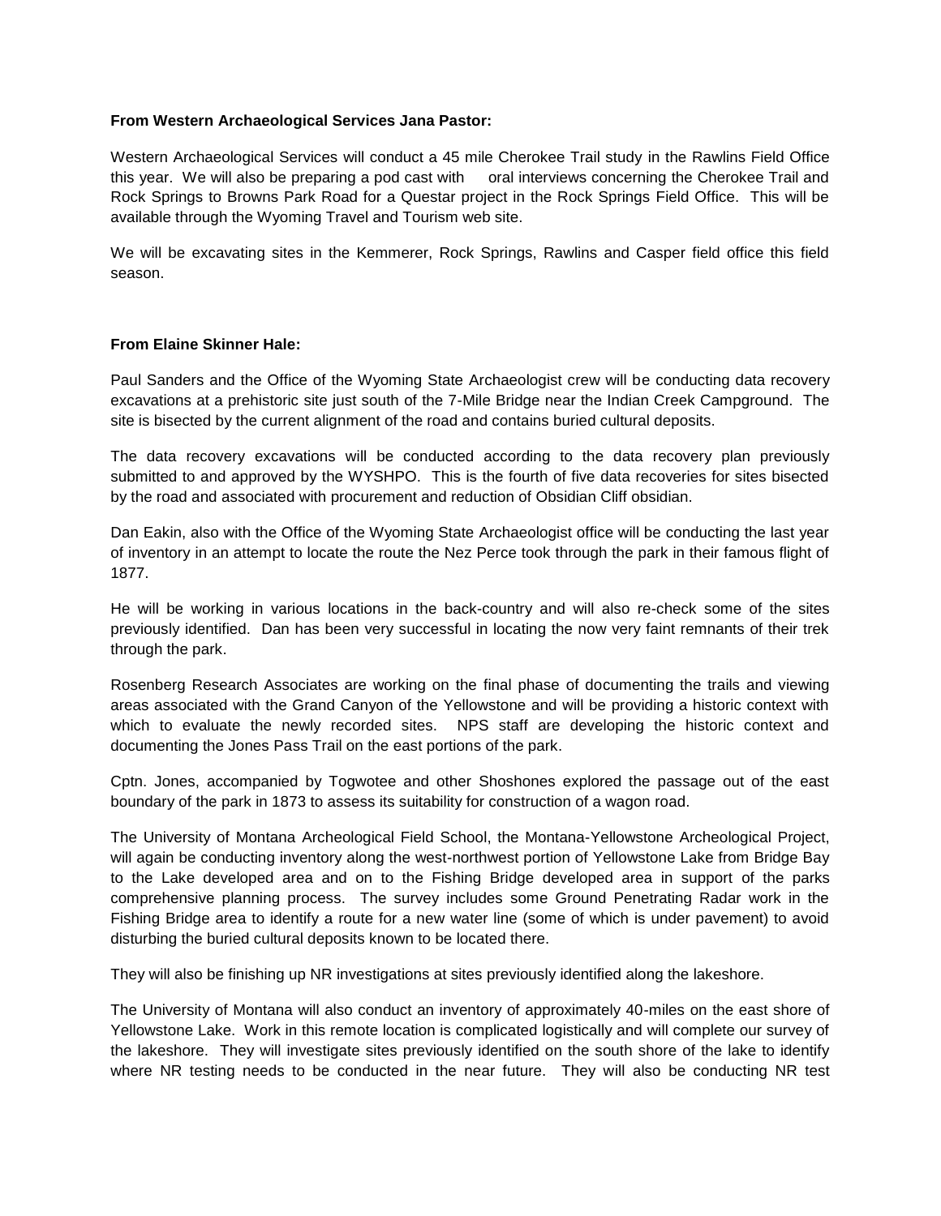**From Western Archaeological Services Jana Pastor:**

Western Archaeological Services will conduct a 45 mile Cherokee Trail study in the Rawlins Field Office this year. We will also be preparing a pod cast with oral interviews concerning the Cherokee Trail and Rock Springs to Browns Park Road for a Questar project in the Rock Springs Field Office. This will be available through the Wyoming Travel and Tourism web site.

We will be excavating sites in the Kemmerer, Rock Springs, Rawlins and Casper field office this field season.

**From Elaine Skinner Hale:**

Paul Sanders and the Office of the Wyoming State Archaeologist crew will be conducting data recovery excavations at a prehistoric site just south of the 7-Mile Bridge near the Indian Creek Campground. The site is bisected by the current alignment of the road and contains buried cultural deposits.

The data recovery excavations will be conducted according to the data recovery plan previously submitted to and approved by the WYSHPO. This is the fourth of five data recoveries for sites bisected by the road and associated with procurement and reduction of Obsidian Cliff obsidian.

Dan Eakin, also with the Office of the Wyoming State Archaeologist office will be conducting the last year of inventory in an attempt to locate the route the Nez Perce took through the park in their famous flight of 1877.

He will be working in various locations in the back-country and will also re-check some of the sites previously identified. Dan has been very successful in locating the now very faint remnants of their trek through the park.

Rosenberg Research Associates are working on the final phase of documenting the trails and viewing areas associated with the Grand Canyon of the Yellowstone and will be providing a historic context with which to evaluate the newly recorded sites. NPS staff are developing the historic context and documenting the Jones Pass Trail on the east portions of the park.

Cptn. Jones, accompanied by Togwotee and other Shoshones explored the passage out of the east boundary of the park in 1873 to assess its suitability for construction of a wagon road.

The University of Montana Archeological Field School, the Montana-Yellowstone Archeological Project, will again be conducting inventory along the west-northwest portion of Yellowstone Lake from Bridge Bay to the Lake developed area and on to the Fishing Bridge developed area in support of the parks comprehensive planning process. The survey includes some Ground Penetrating Radar work in the Fishing Bridge area to identify a route for a new water line (some of which is under pavement) to avoid disturbing the buried cultural deposits known to be located there.

They will also be finishing up NR investigations at sites previously identified along the lakeshore.

The University of Montana will also conduct an inventory of approximately 40-miles on the east shore of Yellowstone Lake. Work in this remote location is complicated logistically and will complete our survey of the lakeshore. They will investigate sites previously identified on the south shore of the lake to identify where NR testing needs to be conducted in the near future. They will also be conducting NR test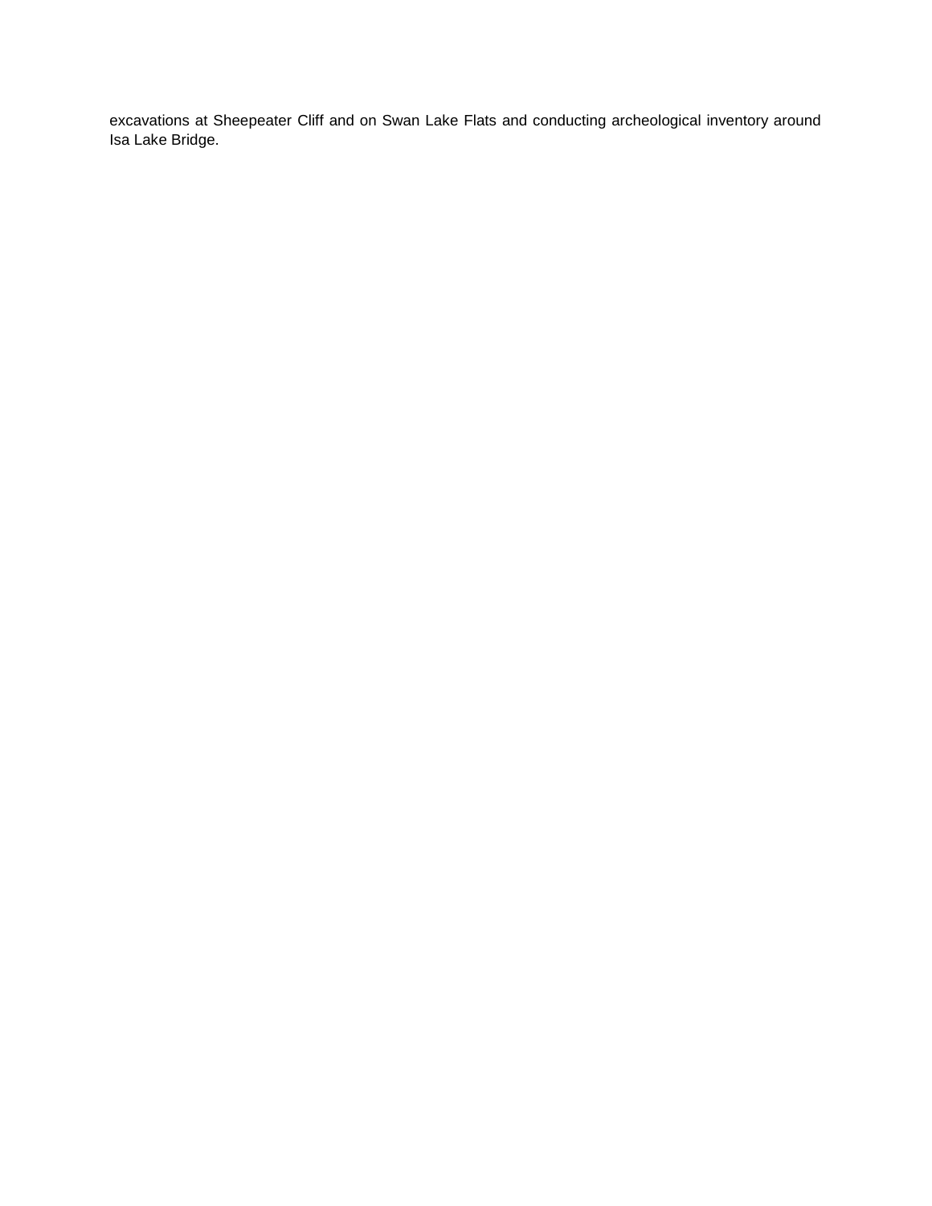excavations at Sheepeater Cliff and on Swan Lake Flats and conducting archeological inventory around Isa Lake Bridge.